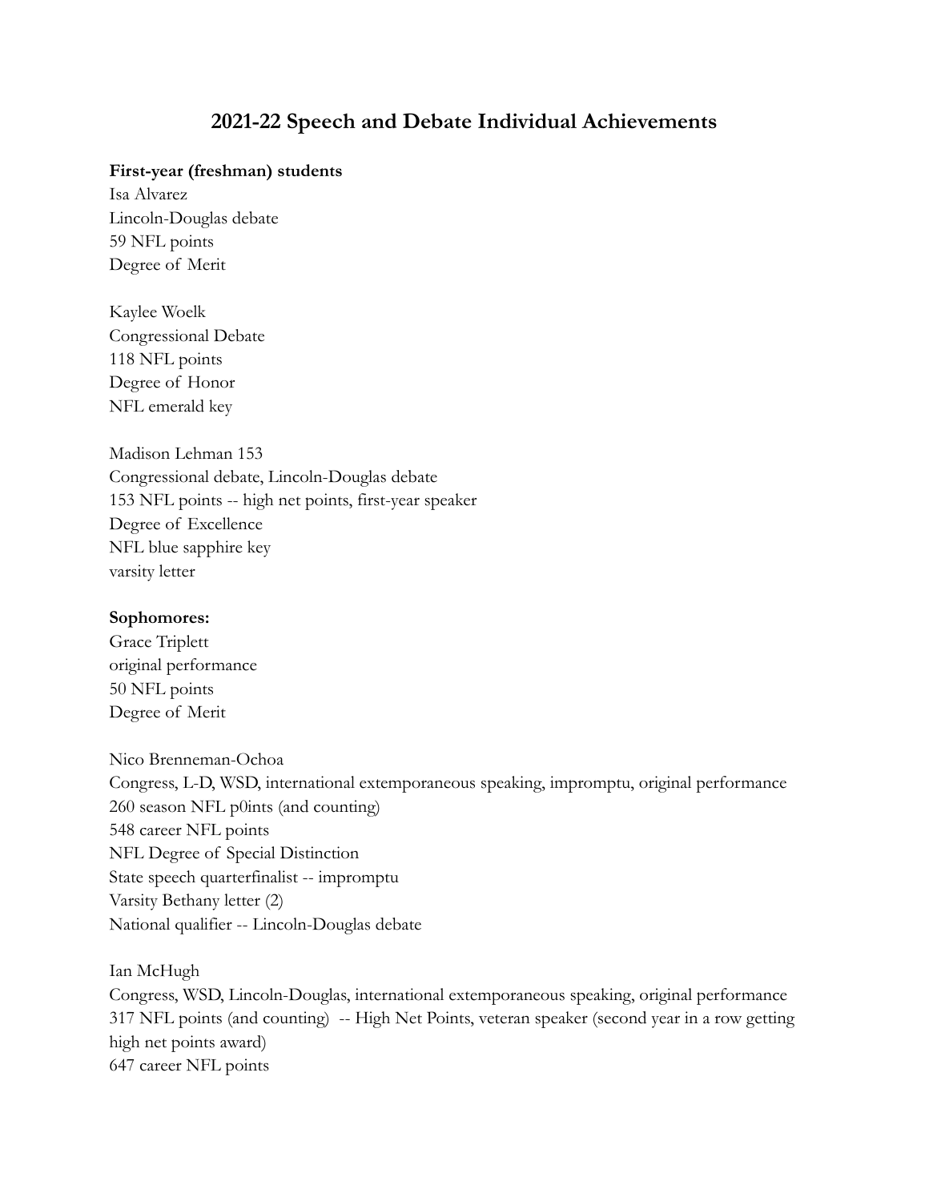# 2021-22 Speech and Debate Individual Achievements

**First-year (freshman) students**

Isa Alvarez
Lincoln-Douglas debate
59 NFL points
Degree of Merit

Kaylee Woelk
Congressional Debate
118 NFL points
Degree of Honor
NFL emerald key

Madison Lehman 153
Congressional debate, Lincoln-Douglas debate
153 NFL points -- high net points, first-year speaker
Degree of Excellence
NFL blue sapphire key
varsity letter

**Sophomores:**

Grace Triplett
original performance
50 NFL points
Degree of Merit

Nico Brenneman-Ochoa
Congress, L-D, WSD, international extemporaneous speaking, impromptu, original performance
260 season NFL p0ints (and counting)
548 career NFL points
NFL Degree of Special Distinction
State speech quarterfinalist -- impromptu
Varsity Bethany letter (2)
National qualifier -- Lincoln-Douglas debate

Ian McHugh
Congress, WSD, Lincoln-Douglas, international extemporaneous speaking, original performance
317 NFL points (and counting) -- High Net Points, veteran speaker (second year in a row getting high net points award)
647 career NFL points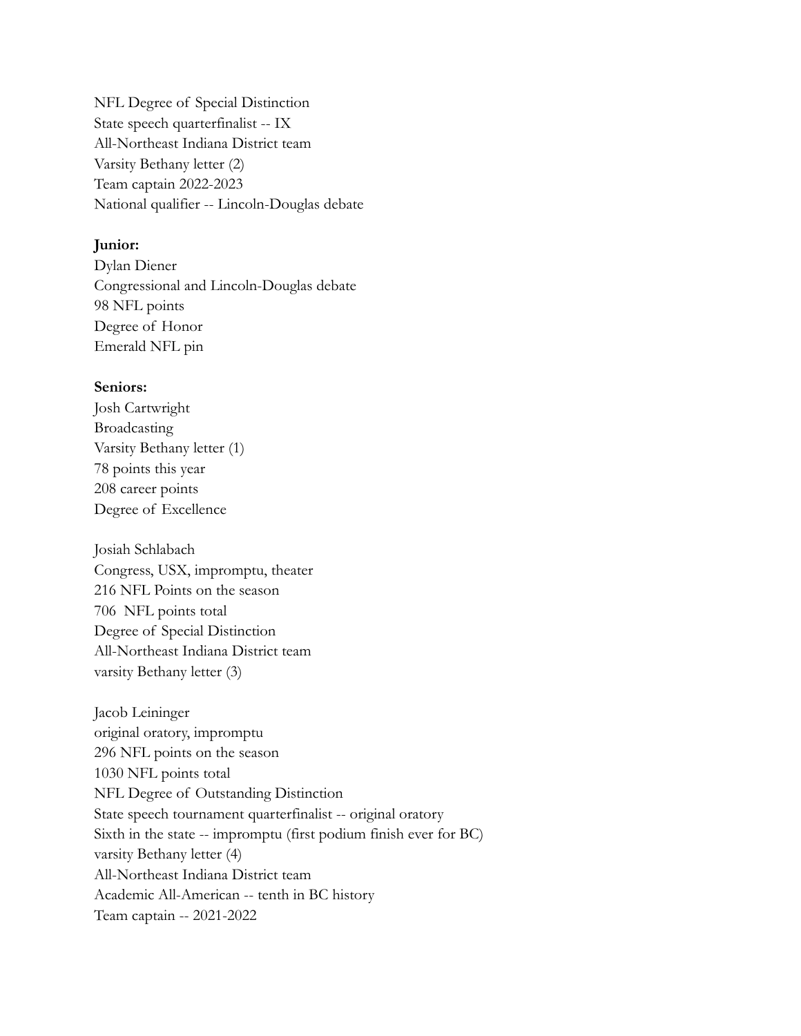NFL Degree of Special Distinction
State speech quarterfinalist -- IX
All-Northeast Indiana District team
Varsity Bethany letter (2)
Team captain 2022-2023
National qualifier -- Lincoln-Douglas debate

**Junior:**
Dylan Diener
Congressional and Lincoln-Douglas debate
98 NFL points
Degree of Honor
Emerald NFL pin

**Seniors:**
Josh Cartwright
Broadcasting
Varsity Bethany letter (1)
78 points this year
208 career points
Degree of Excellence

Josiah Schlabach
Congress, USX, impromptu, theater
216 NFL Points on the season
706 NFL points total
Degree of Special Distinction
All-Northeast Indiana District team
varsity Bethany letter (3)

Jacob Leininger
original oratory, impromptu
296 NFL points on the season
1030 NFL points total
NFL Degree of Outstanding Distinction
State speech tournament quarterfinalist -- original oratory
Sixth in the state -- impromptu (first podium finish ever for BC)
varsity Bethany letter (4)
All-Northeast Indiana District team
Academic All-American -- tenth in BC history
Team captain -- 2021-2022